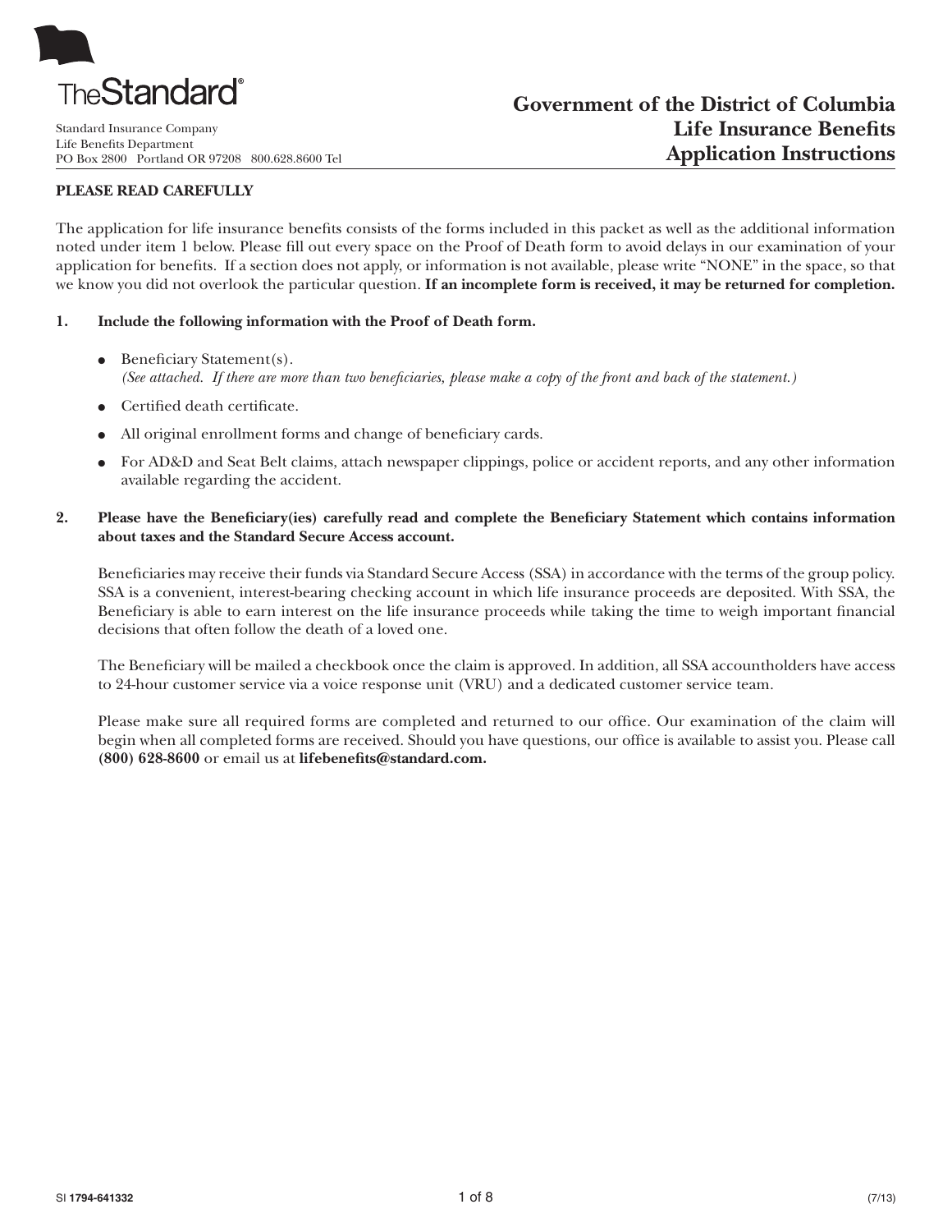TheStandard®

Standard Insurance Company
Life Benefits Department
PO Box 2800 Portland OR 97208 800.628.8600 Tel

# Government of the District of Columbia Life Insurance Benefits Application Instructions

**PLEASE READ CAREFULLY**

The application for life insurance benefits consists of the forms included in this packet as well as the additional information noted under item 1 below. Please fill out every space on the Proof of Death form to avoid delays in our examination of your application for benefits. If a section does not apply, or information is not available, please write "NONE" in the space, so that we know you did not overlook the particular question. **If an incomplete form is received, it may be returned for completion.**

**1. Include the following information with the Proof of Death form.**

- Beneficiary Statement(s).
  *(See attached. If there are more than two beneficiaries, please make a copy of the front and back of the statement.)*
- Certified death certificate.
- All original enrollment forms and change of beneficiary cards.
- For AD&D and Seat Belt claims, attach newspaper clippings, police or accident reports, and any other information available regarding the accident.

**2. Please have the Beneficiary(ies) carefully read and complete the Beneficiary Statement which contains information about taxes and the Standard Secure Access account.**

Beneficiaries may receive their funds via Standard Secure Access (SSA) in accordance with the terms of the group policy. SSA is a convenient, interest-bearing checking account in which life insurance proceeds are deposited. With SSA, the Beneficiary is able to earn interest on the life insurance proceeds while taking the time to weigh important financial decisions that often follow the death of a loved one.

The Beneficiary will be mailed a checkbook once the claim is approved. In addition, all SSA accountholders have access to 24-hour customer service via a voice response unit (VRU) and a dedicated customer service team.

Please make sure all required forms are completed and returned to our office. Our examination of the claim will begin when all completed forms are received. Should you have questions, our office is available to assist you. Please call **(800) 628-8600** or email us at **lifebenefits@standard.com.**

SI **1794-641332** (7/13)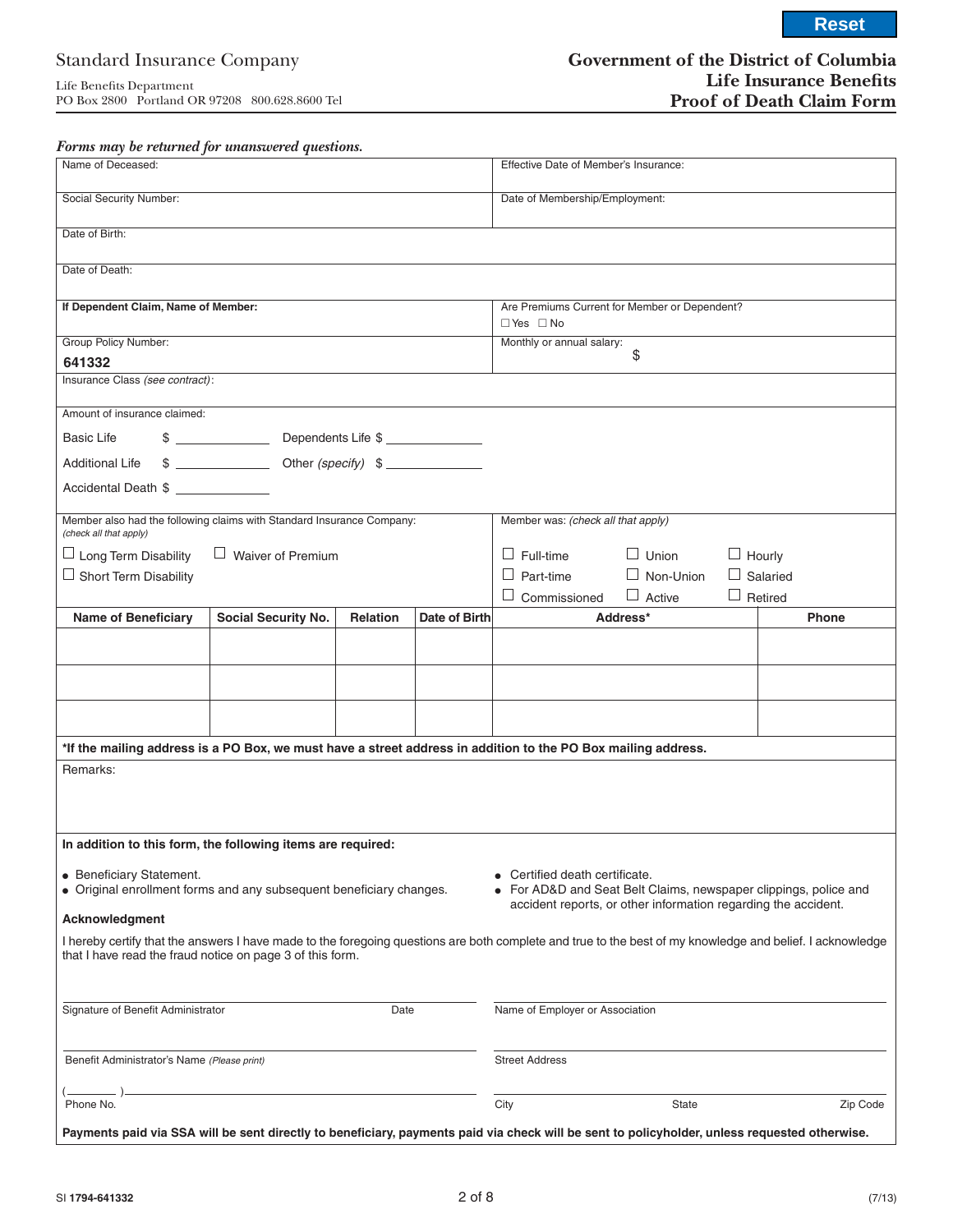Reset

Standard Insurance Company

Life Benefits Department
PO Box 2800 Portland OR 97208 800.628.8600 Tel

# Government of the District of Columbia Life Insurance Benefits Proof of Death Claim Form

*Forms may be returned for unanswered questions.*

| | |
|---|---|
| Name of Deceased: | Effective Date of Member's Insurance: |
| Social Security Number: | Date of Membership/Employment: |
| Date of Birth: | |
| Date of Death: | |
| **If Dependent Claim, Name of Member:** | Are Premiums Current for Member or Dependent? ☐ Yes ☐ No |
| Group Policy Number: **641332** | Monthly or annual salary: $ |
| Insurance Class *(see contract)*: | |

Amount of insurance claimed:

Basic Life $ ______________ Dependents Life $ ______________

Additional Life $ ______________ Other *(specify)* $ ______________

Accidental Death $ ______________

Member also had the following claims with Standard Insurance Company: *(check all that apply)*

☐ Long Term Disability ☐ Waiver of Premium

☐ Short Term Disability

Member was: *(check all that apply)*

☐ Full-time ☐ Union ☐ Hourly

☐ Part-time ☐ Non-Union ☐ Salaried

☐ Commissioned ☐ Active ☐ Retired

| Name of Beneficiary | Social Security No. | Relation | Date of Birth | Address* | Phone |
|---|---|---|---|---|---|
| | | | | | |
| | | | | | |
| | | | | | |

**\*If the mailing address is a PO Box, we must have a street address in addition to the PO Box mailing address.**

Remarks:

**In addition to this form, the following items are required:**

- Beneficiary Statement.
- Original enrollment forms and any subsequent beneficiary changes.
- Certified death certificate.
- For AD&D and Seat Belt Claims, newspaper clippings, police and accident reports, or other information regarding the accident.

**Acknowledgment**

I hereby certify that the answers I have made to the foregoing questions are both complete and true to the best of my knowledge and belief. I acknowledge that I have read the fraud notice on page 3 of this form.

______________________________ Date ________
Signature of Benefit Administrator

______________________________
Benefit Administrator's Name *(Please print)*

(______) ______________________
Phone No.

______________________________
Name of Employer or Association

______________________________
Street Address

______________________________
City State Zip Code

**Payments paid via SSA will be sent directly to beneficiary, payments paid via check will be sent to policyholder, unless requested otherwise.**

SI **1794-641332** (7/13)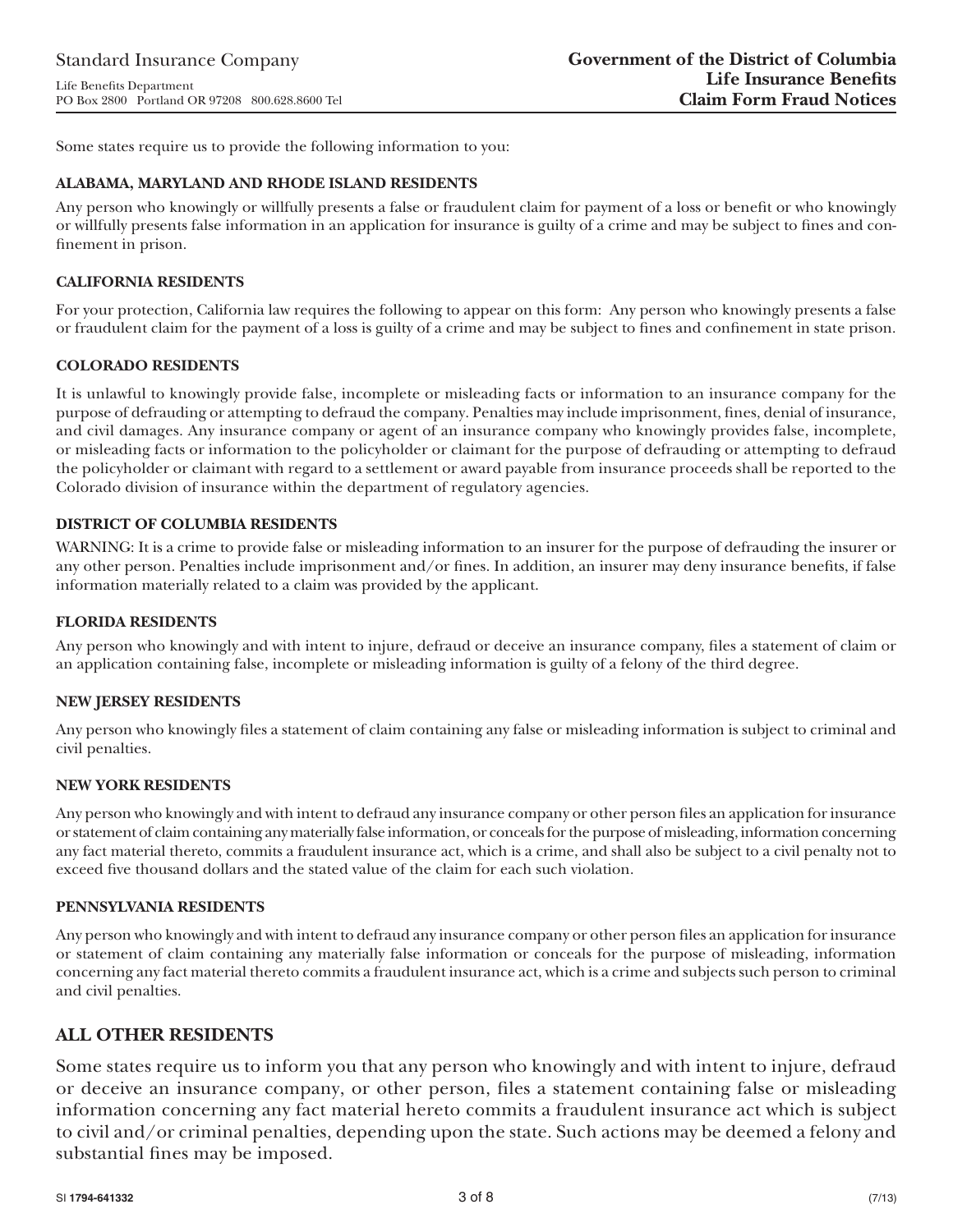Standard Insurance Company

Life Benefits Department
PO Box 2800 Portland OR 97208 800.628.8600 Tel

**Government of the District of Columbia**
**Life Insurance Benefits**
**Claim Form Fraud Notices**

Some states require us to provide the following information to you:

### ALABAMA, MARYLAND AND RHODE ISLAND RESIDENTS

Any person who knowingly or willfully presents a false or fraudulent claim for payment of a loss or benefit or who knowingly or willfully presents false information in an application for insurance is guilty of a crime and may be subject to fines and confinement in prison.

### CALIFORNIA RESIDENTS

For your protection, California law requires the following to appear on this form: Any person who knowingly presents a false or fraudulent claim for the payment of a loss is guilty of a crime and may be subject to fines and confinement in state prison.

### COLORADO RESIDENTS

It is unlawful to knowingly provide false, incomplete or misleading facts or information to an insurance company for the purpose of defrauding or attempting to defraud the company. Penalties may include imprisonment, fines, denial of insurance, and civil damages. Any insurance company or agent of an insurance company who knowingly provides false, incomplete, or misleading facts or information to the policyholder or claimant for the purpose of defrauding or attempting to defraud the policyholder or claimant with regard to a settlement or award payable from insurance proceeds shall be reported to the Colorado division of insurance within the department of regulatory agencies.

### DISTRICT OF COLUMBIA RESIDENTS

WARNING: It is a crime to provide false or misleading information to an insurer for the purpose of defrauding the insurer or any other person. Penalties include imprisonment and/or fines. In addition, an insurer may deny insurance benefits, if false information materially related to a claim was provided by the applicant.

### FLORIDA RESIDENTS

Any person who knowingly and with intent to injure, defraud or deceive an insurance company, files a statement of claim or an application containing false, incomplete or misleading information is guilty of a felony of the third degree.

### NEW JERSEY RESIDENTS

Any person who knowingly files a statement of claim containing any false or misleading information is subject to criminal and civil penalties.

### NEW YORK RESIDENTS

Any person who knowingly and with intent to defraud any insurance company or other person files an application for insurance or statement of claim containing any materially false information, or conceals for the purpose of misleading, information concerning any fact material thereto, commits a fraudulent insurance act, which is a crime, and shall also be subject to a civil penalty not to exceed five thousand dollars and the stated value of the claim for each such violation.

### PENNSYLVANIA RESIDENTS

Any person who knowingly and with intent to defraud any insurance company or other person files an application for insurance or statement of claim containing any materially false information or conceals for the purpose of misleading, information concerning any fact material thereto commits a fraudulent insurance act, which is a crime and subjects such person to criminal and civil penalties.

## ALL OTHER RESIDENTS

Some states require us to inform you that any person who knowingly and with intent to injure, defraud or deceive an insurance company, or other person, files a statement containing false or misleading information concerning any fact material hereto commits a fraudulent insurance act which is subject to civil and/or criminal penalties, depending upon the state. Such actions may be deemed a felony and substantial fines may be imposed.

SI **1794-641332** (7/13)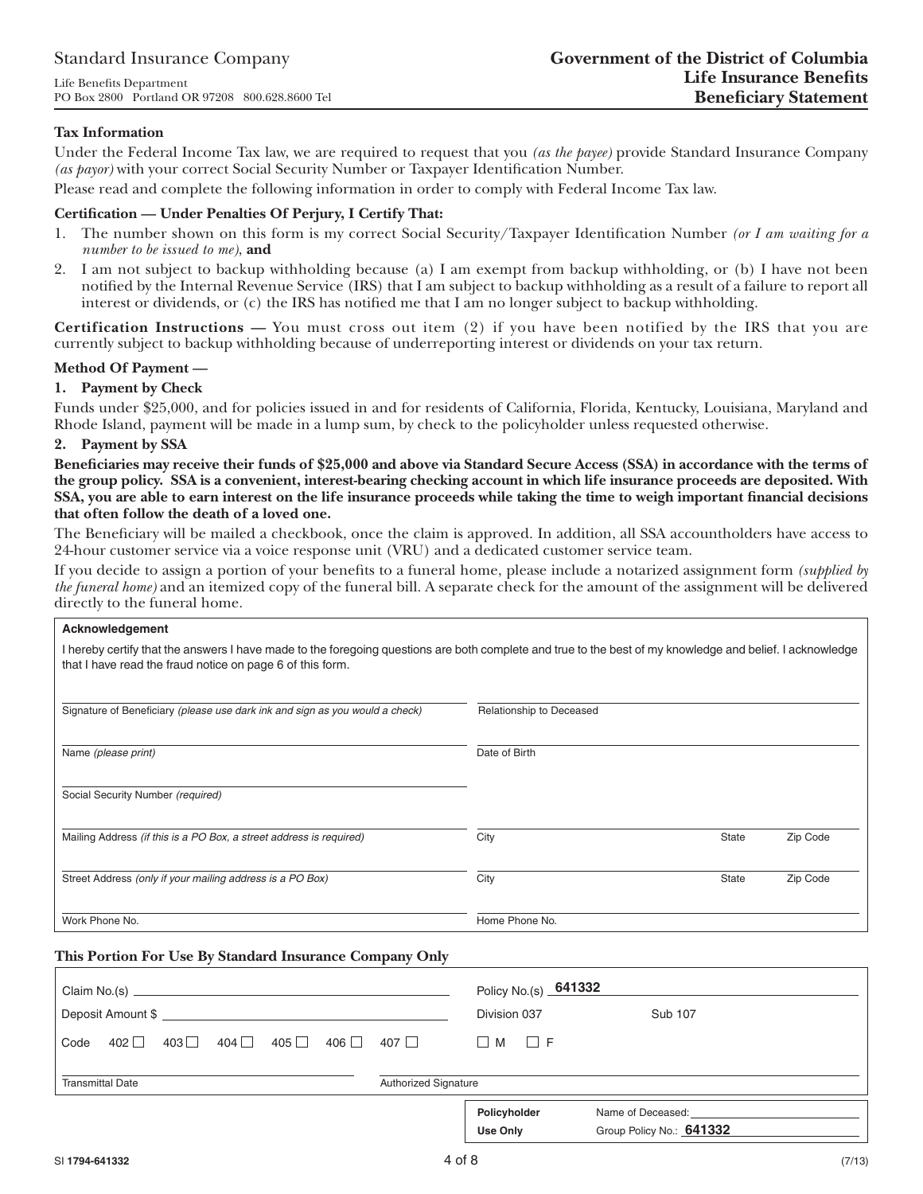Standard Insurance Company

Life Benefits Department
PO Box 2800 Portland OR 97208 800.628.8600 Tel

**Government of the District of Columbia**
**Life Insurance Benefits**
**Beneficiary Statement**

### Tax Information

Under the Federal Income Tax law, we are required to request that you *(as the payee)* provide Standard Insurance Company *(as payor)* with your correct Social Security Number or Taxpayer Identification Number.

Please read and complete the following information in order to comply with Federal Income Tax law.

**Certification — Under Penalties Of Perjury, I Certify That:**

1. The number shown on this form is my correct Social Security/Taxpayer Identification Number *(or I am waiting for a number to be issued to me)*, **and**
2. I am not subject to backup withholding because (a) I am exempt from backup withholding, or (b) I have not been notified by the Internal Revenue Service (IRS) that I am subject to backup withholding as a result of a failure to report all interest or dividends, or (c) the IRS has notified me that I am no longer subject to backup withholding.

**Certification Instructions —** You must cross out item (2) if you have been notified by the IRS that you are currently subject to backup withholding because of underreporting interest or dividends on your tax return.

**Method Of Payment —**

**1. Payment by Check**

Funds under $25,000, and for policies issued in and for residents of California, Florida, Kentucky, Louisiana, Maryland and Rhode Island, payment will be made in a lump sum, by check to the policyholder unless requested otherwise.

**2. Payment by SSA**

**Beneficiaries may receive their funds of $25,000 and above via Standard Secure Access (SSA) in accordance with the terms of the group policy. SSA is a convenient, interest-bearing checking account in which life insurance proceeds are deposited. With SSA, you are able to earn interest on the life insurance proceeds while taking the time to weigh important financial decisions that often follow the death of a loved one.**

The Beneficiary will be mailed a checkbook, once the claim is approved. In addition, all SSA accountholders have access to 24-hour customer service via a voice response unit (VRU) and a dedicated customer service team.

If you decide to assign a portion of your benefits to a funeral home, please include a notarized assignment form *(supplied by the funeral home)* and an itemized copy of the funeral bill. A separate check for the amount of the assignment will be delivered directly to the funeral home.

**Acknowledgement**

I hereby certify that the answers I have made to the foregoing questions are both complete and true to the best of my knowledge and belief. I acknowledge that I have read the fraud notice on page 6 of this form.

| | | | |
|---|---|---|---|
| Signature of Beneficiary *(please use dark ink and sign as you would a check)* | Relationship to Deceased | | |
| Name *(please print)* | Date of Birth | | |
| Social Security Number *(required)* | | | |
| Mailing Address *(if this is a PO Box, a street address is required)* | City | State | Zip Code |
| Street Address *(only if your mailing address is a PO Box)* | City | State | Zip Code |
| Work Phone No. | Home Phone No. | | |

### This Portion For Use By Standard Insurance Company Only

| | |
|---|---|
| Claim No.(s) | Policy No.(s) **641332** |
| Deposit Amount $ | Division 037 Sub 107 |
| Code 402 ☐ 403 ☐ 404 ☐ 405 ☐ 406 ☐ 407 ☐ | ☐ M ☐ F |
| Transmittal Date | Authorized Signature |

| | |
|---|---|
| **Policyholder Use Only** | Name of Deceased: |
| | Group Policy No.: **641332** |

SI **1794-641332** (7/13)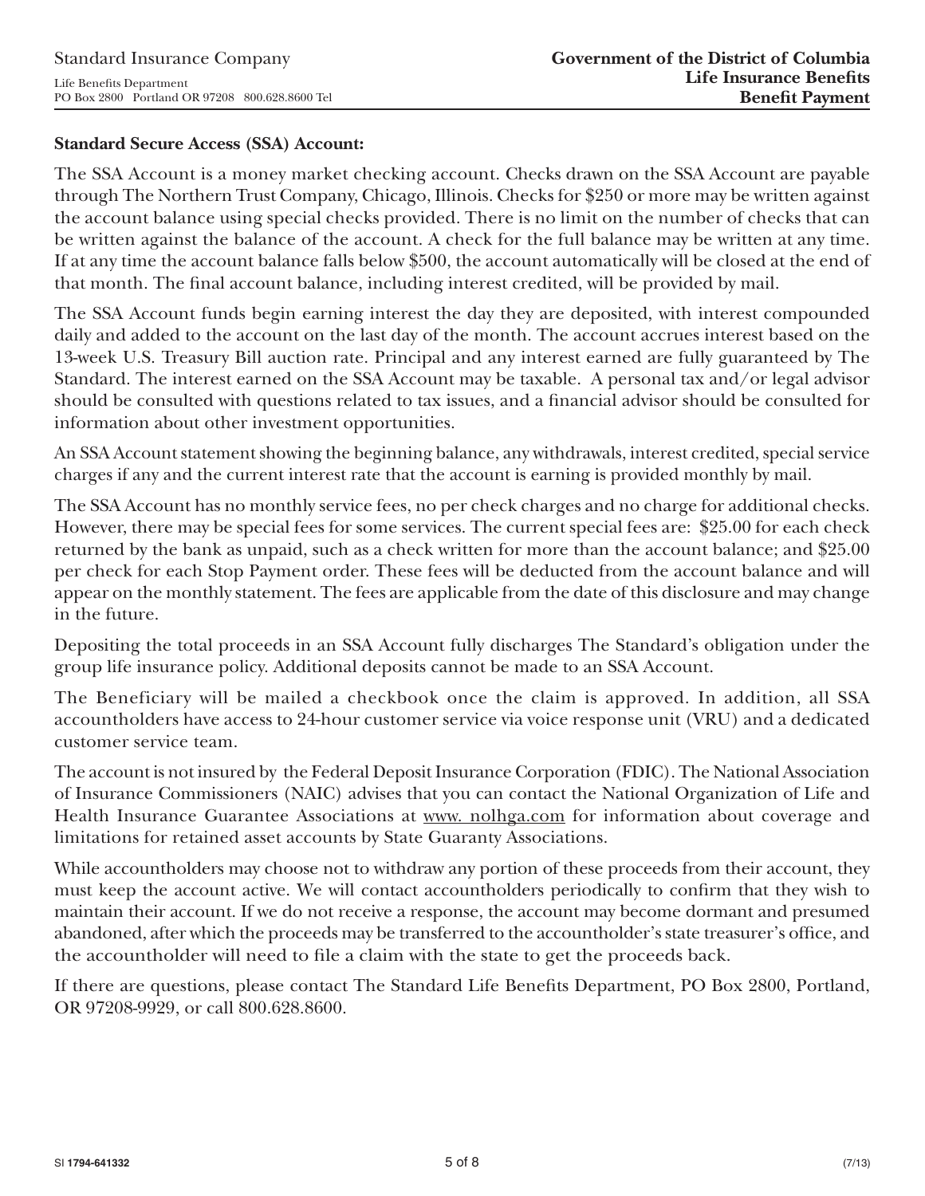**Standard Secure Access (SSA) Account:**

The SSA Account is a money market checking account. Checks drawn on the SSA Account are payable through The Northern Trust Company, Chicago, Illinois. Checks for $250 or more may be written against the account balance using special checks provided. There is no limit on the number of checks that can be written against the balance of the account. A check for the full balance may be written at any time. If at any time the account balance falls below $500, the account automatically will be closed at the end of that month. The final account balance, including interest credited, will be provided by mail.

The SSA Account funds begin earning interest the day they are deposited, with interest compounded daily and added to the account on the last day of the month. The account accrues interest based on the 13-week U.S. Treasury Bill auction rate. Principal and any interest earned are fully guaranteed by The Standard. The interest earned on the SSA Account may be taxable. A personal tax and/or legal advisor should be consulted with questions related to tax issues, and a financial advisor should be consulted for information about other investment opportunities.

An SSA Account statement showing the beginning balance, any withdrawals, interest credited, special service charges if any and the current interest rate that the account is earning is provided monthly by mail.

The SSA Account has no monthly service fees, no per check charges and no charge for additional checks. However, there may be special fees for some services. The current special fees are: $25.00 for each check returned by the bank as unpaid, such as a check written for more than the account balance; and $25.00 per check for each Stop Payment order. These fees will be deducted from the account balance and will appear on the monthly statement. The fees are applicable from the date of this disclosure and may change in the future.

Depositing the total proceeds in an SSA Account fully discharges The Standard's obligation under the group life insurance policy. Additional deposits cannot be made to an SSA Account.

The Beneficiary will be mailed a checkbook once the claim is approved. In addition, all SSA accountholders have access to 24-hour customer service via voice response unit (VRU) and a dedicated customer service team.

The account is not insured by the Federal Deposit Insurance Corporation (FDIC). The National Association of Insurance Commissioners (NAIC) advises that you can contact the National Organization of Life and Health Insurance Guarantee Associations at www. nolhga.com for information about coverage and limitations for retained asset accounts by State Guaranty Associations.

While accountholders may choose not to withdraw any portion of these proceeds from their account, they must keep the account active. We will contact accountholders periodically to confirm that they wish to maintain their account. If we do not receive a response, the account may become dormant and presumed abandoned, after which the proceeds may be transferred to the accountholder's state treasurer's office, and the accountholder will need to file a claim with the state to get the proceeds back.

If there are questions, please contact The Standard Life Benefits Department, PO Box 2800, Portland, OR 97208-9929, or call 800.628.8600.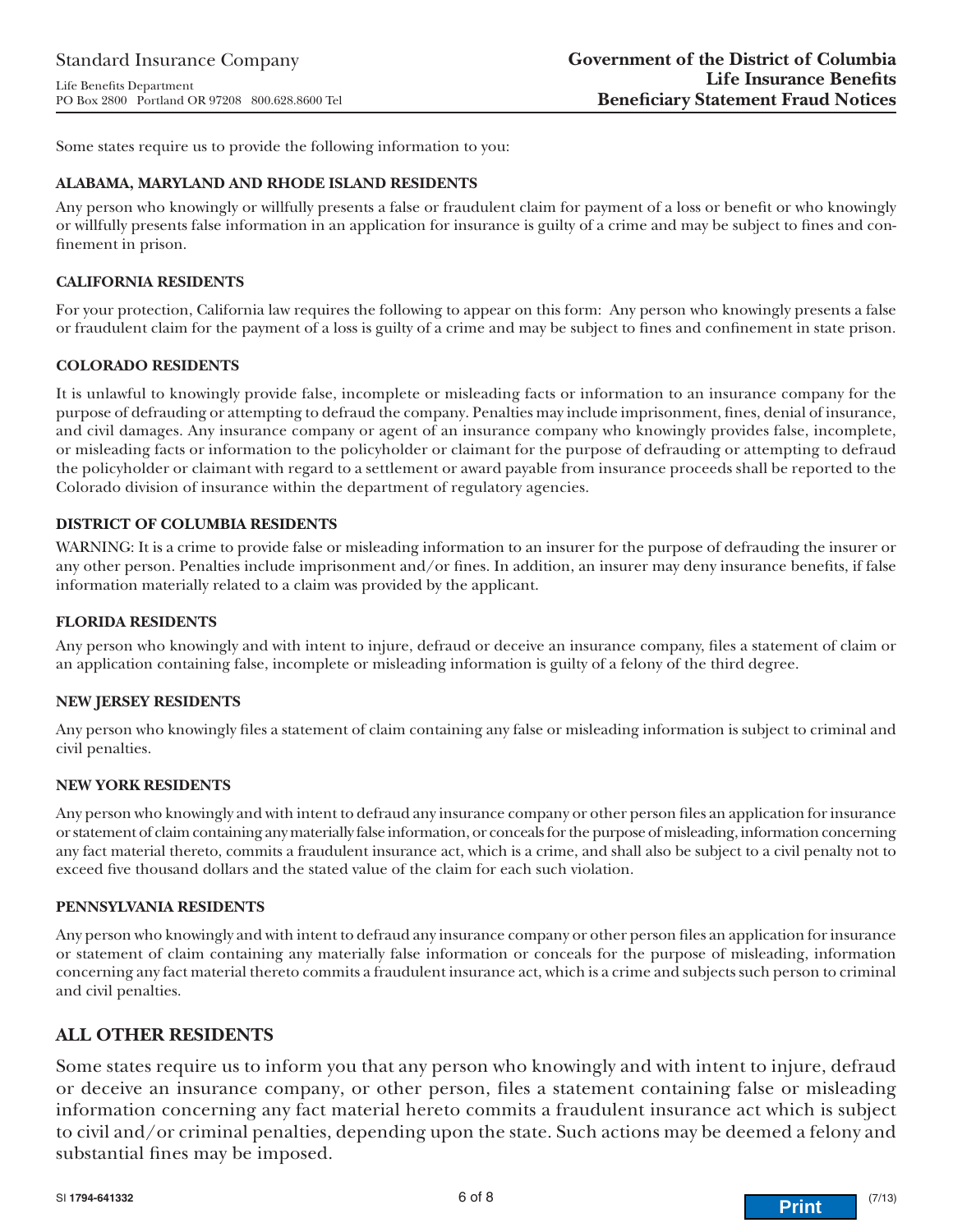Standard Insurance Company

Life Benefits Department
PO Box 2800 Portland OR 97208 800.628.8600 Tel

# Government of the District of Columbia Life Insurance Benefits Beneficiary Statement Fraud Notices

Some states require us to provide the following information to you:

### ALABAMA, MARYLAND AND RHODE ISLAND RESIDENTS

Any person who knowingly or willfully presents a false or fraudulent claim for payment of a loss or benefit or who knowingly or willfully presents false information in an application for insurance is guilty of a crime and may be subject to fines and confinement in prison.

### CALIFORNIA RESIDENTS

For your protection, California law requires the following to appear on this form: Any person who knowingly presents a false or fraudulent claim for the payment of a loss is guilty of a crime and may be subject to fines and confinement in state prison.

### COLORADO RESIDENTS

It is unlawful to knowingly provide false, incomplete or misleading facts or information to an insurance company for the purpose of defrauding or attempting to defraud the company. Penalties may include imprisonment, fines, denial of insurance, and civil damages. Any insurance company or agent of an insurance company who knowingly provides false, incomplete, or misleading facts or information to the policyholder or claimant for the purpose of defrauding or attempting to defraud the policyholder or claimant with regard to a settlement or award payable from insurance proceeds shall be reported to the Colorado division of insurance within the department of regulatory agencies.

### DISTRICT OF COLUMBIA RESIDENTS

WARNING: It is a crime to provide false or misleading information to an insurer for the purpose of defrauding the insurer or any other person. Penalties include imprisonment and/or fines. In addition, an insurer may deny insurance benefits, if false information materially related to a claim was provided by the applicant.

### FLORIDA RESIDENTS

Any person who knowingly and with intent to injure, defraud or deceive an insurance company, files a statement of claim or an application containing false, incomplete or misleading information is guilty of a felony of the third degree.

### NEW JERSEY RESIDENTS

Any person who knowingly files a statement of claim containing any false or misleading information is subject to criminal and civil penalties.

### NEW YORK RESIDENTS

Any person who knowingly and with intent to defraud any insurance company or other person files an application for insurance or statement of claim containing any materially false information, or conceals for the purpose of misleading, information concerning any fact material thereto, commits a fraudulent insurance act, which is a crime, and shall also be subject to a civil penalty not to exceed five thousand dollars and the stated value of the claim for each such violation.

### PENNSYLVANIA RESIDENTS

Any person who knowingly and with intent to defraud any insurance company or other person files an application for insurance or statement of claim containing any materially false information or conceals for the purpose of misleading, information concerning any fact material thereto commits a fraudulent insurance act, which is a crime and subjects such person to criminal and civil penalties.

## ALL OTHER RESIDENTS

Some states require us to inform you that any person who knowingly and with intent to injure, defraud or deceive an insurance company, or other person, files a statement containing false or misleading information concerning any fact material hereto commits a fraudulent insurance act which is subject to civil and/or criminal penalties, depending upon the state. Such actions may be deemed a felony and substantial fines may be imposed.

SI **1794-641332** (7/13)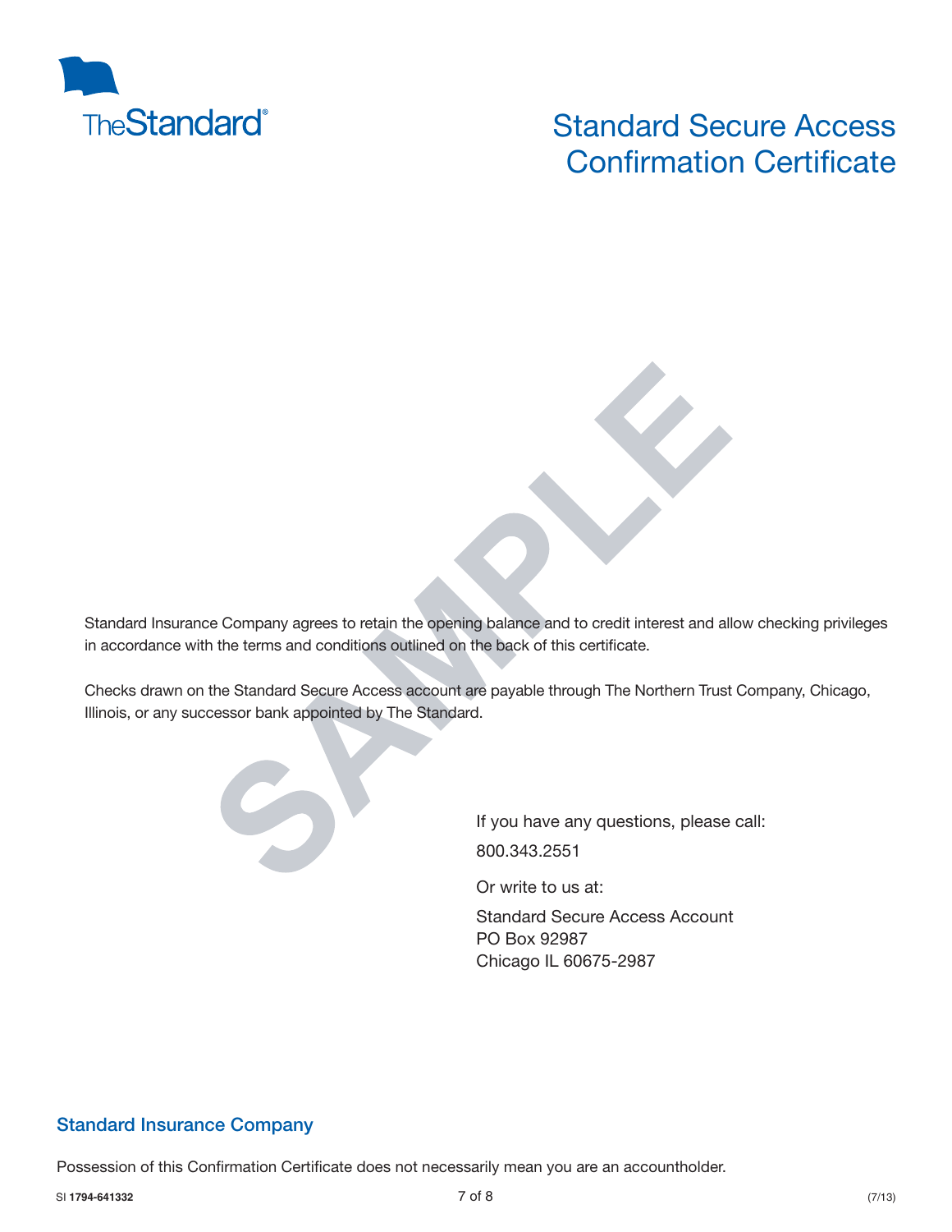# Standard Secure Access Confirmation Certificate

SAMPLE

Standard Insurance Company agrees to retain the opening balance and to credit interest and allow checking privileges in accordance with the terms and conditions outlined on the back of this certificate.

Checks drawn on the Standard Secure Access account are payable through The Northern Trust Company, Chicago, Illinois, or any successor bank appointed by The Standard.

If you have any questions, please call:

800.343.2551

Or write to us at:

Standard Secure Access Account
PO Box 92987
Chicago IL 60675-2987

## Standard Insurance Company

Possession of this Confirmation Certificate does not necessarily mean you are an accountholder.

SI **1794-641332** (7/13)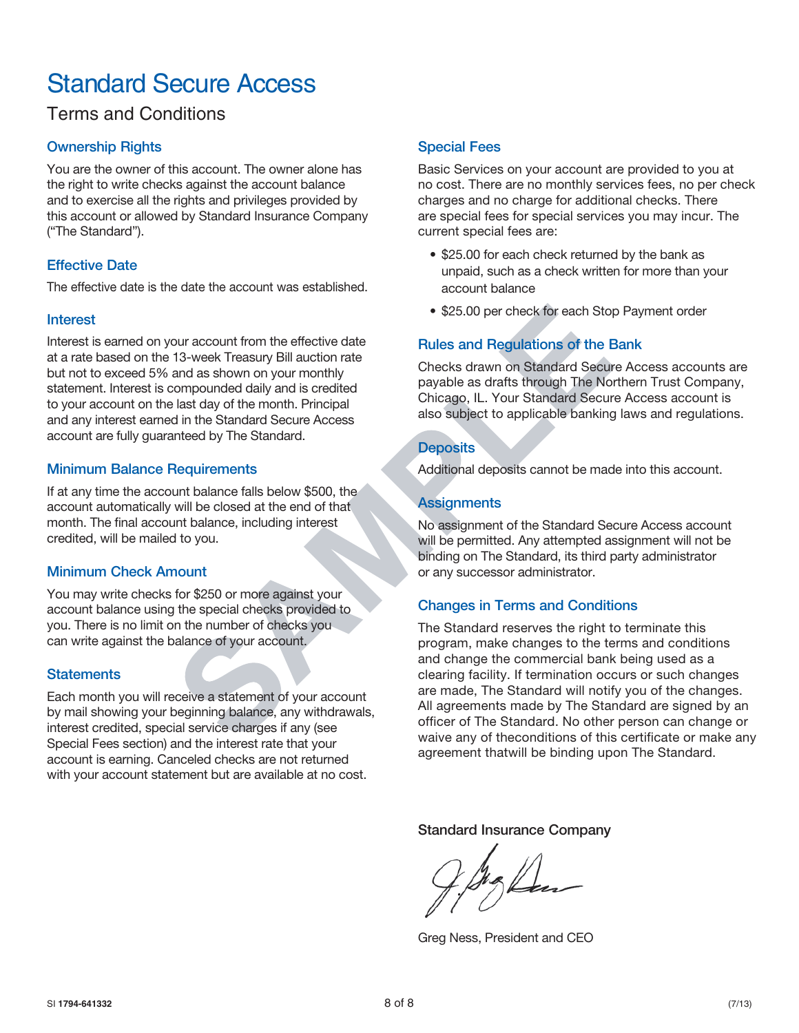# Standard Secure Access

## Terms and Conditions

### Ownership Rights

You are the owner of this account. The owner alone has the right to write checks against the account balance and to exercise all the rights and privileges provided by this account or allowed by Standard Insurance Company ("The Standard").

### Effective Date

The effective date is the date the account was established.

### Interest

Interest is earned on your account from the effective date at a rate based on the 13-week Treasury Bill auction rate but not to exceed 5% and as shown on your monthly statement. Interest is compounded daily and is credited to your account on the last day of the month. Principal and any interest earned in the Standard Secure Access account are fully guaranteed by The Standard.

### Minimum Balance Requirements

If at any time the account balance falls below $500, the account automatically will be closed at the end of that month. The final account balance, including interest credited, will be mailed to you.

### Minimum Check Amount

You may write checks for $250 or more against your account balance using the special checks provided to you. There is no limit on the number of checks you can write against the balance of your account.

### Statements

Each month you will receive a statement of your account by mail showing your beginning balance, any withdrawals, interest credited, special service charges if any (see Special Fees section) and the interest rate that your account is earning. Canceled checks are not returned with your account statement but are available at no cost.

### Special Fees

Basic Services on your account are provided to you at no cost. There are no monthly services fees, no per check charges and no charge for additional checks. There are special fees for special services you may incur. The current special fees are:

- $25.00 for each check returned by the bank as unpaid, such as a check written for more than your account balance
- $25.00 per check for each Stop Payment order

### Rules and Regulations of the Bank

Checks drawn on Standard Secure Access accounts are payable as drafts through The Northern Trust Company, Chicago, IL. Your Standard Secure Access account is also subject to applicable banking laws and regulations.

### Deposits

Additional deposits cannot be made into this account.

### Assignments

No assignment of the Standard Secure Access account will be permitted. Any attempted assignment will not be binding on The Standard, its third party administrator or any successor administrator.

### Changes in Terms and Conditions

The Standard reserves the right to terminate this program, make changes to the terms and conditions and change the commercial bank being used as a clearing facility. If termination occurs or such changes are made, The Standard will notify you of the changes. All agreements made by The Standard are signed by an officer of The Standard. No other person can change or waive any of theconditions of this certificate or make any agreement thatwill be binding upon The Standard.

Standard Insurance Company

Greg Ness, President and CEO

SI **1794-641332** (7/13)